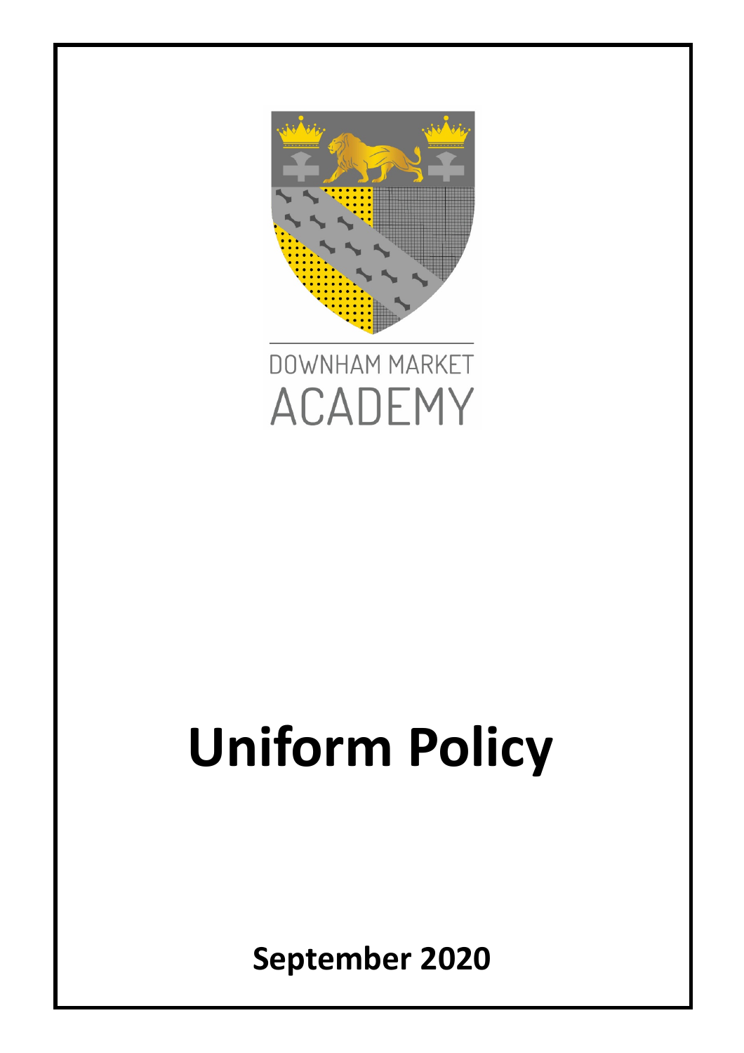DOWNHAM MARKET

ACADEMY

# Uniform Policy

**September 2020**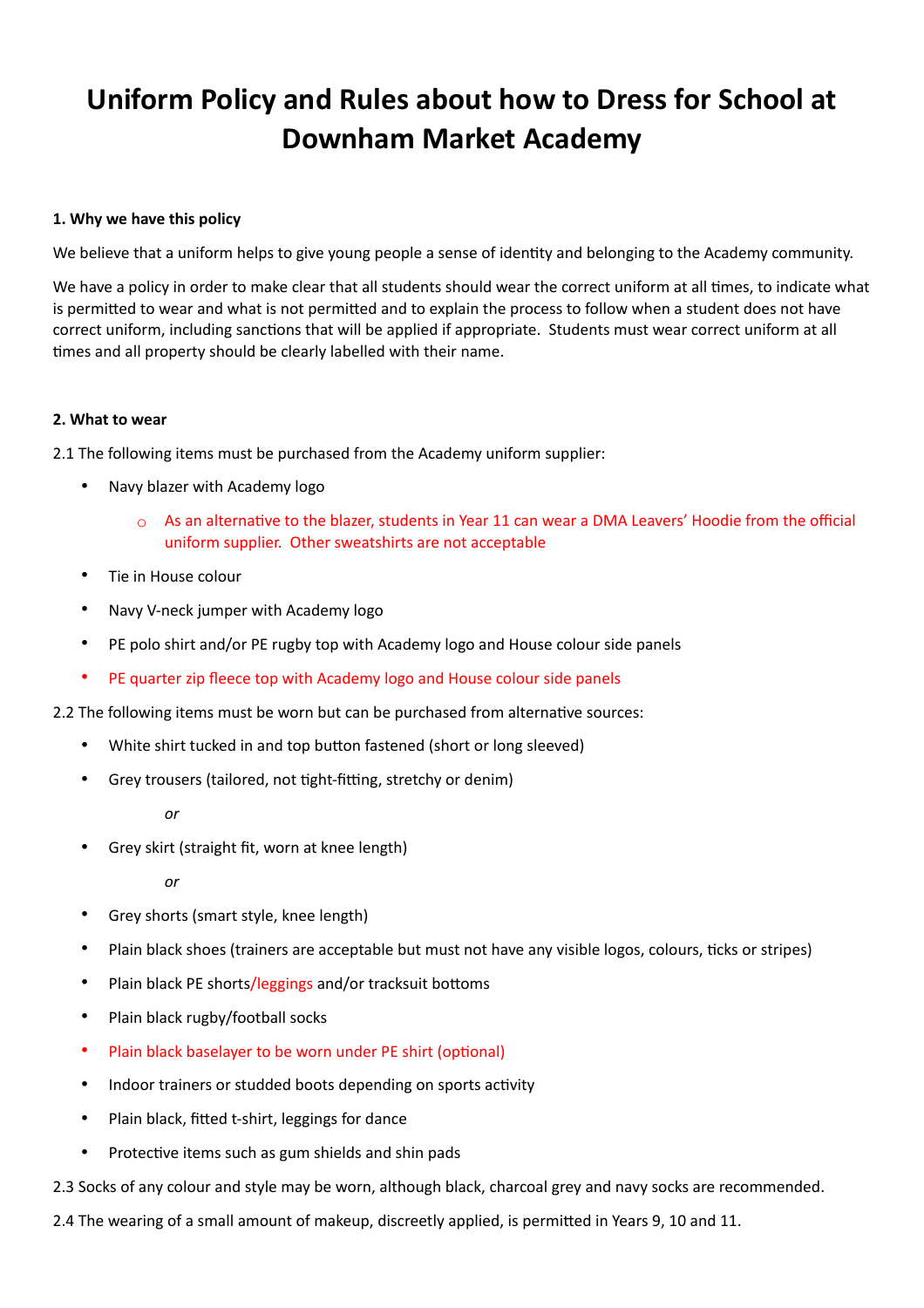# Uniform Policy and Rules about how to Dress for School at Downham Market Academy

**1. Why we have this policy**

We believe that a uniform helps to give young people a sense of identity and belonging to the Academy community.

We have a policy in order to make clear that all students should wear the correct uniform at all times, to indicate what is permitted to wear and what is not permitted and to explain the process to follow when a student does not have correct uniform, including sanctions that will be applied if appropriate. Students must wear correct uniform at all times and all property should be clearly labelled with their name.

**2. What to wear**

2.1 The following items must be purchased from the Academy uniform supplier:

- Navy blazer with Academy logo
  - As an alternative to the blazer, students in Year 11 can wear a DMA Leavers' Hoodie from the official uniform supplier. Other sweatshirts are not acceptable
- Tie in House colour
- Navy V-neck jumper with Academy logo
- PE polo shirt and/or PE rugby top with Academy logo and House colour side panels
- PE quarter zip fleece top with Academy logo and House colour side panels

2.2 The following items must be worn but can be purchased from alternative sources:

- White shirt tucked in and top button fastened (short or long sleeved)
- Grey trousers (tailored, not tight-fitting, stretchy or denim)

  *or*
- Grey skirt (straight fit, worn at knee length)

  *or*
- Grey shorts (smart style, knee length)
- Plain black shoes (trainers are acceptable but must not have any visible logos, colours, ticks or stripes)
- Plain black PE shorts/leggings and/or tracksuit bottoms
- Plain black rugby/football socks
- Plain black baselayer to be worn under PE shirt (optional)
- Indoor trainers or studded boots depending on sports activity
- Plain black, fitted t-shirt, leggings for dance
- Protective items such as gum shields and shin pads

2.3 Socks of any colour and style may be worn, although black, charcoal grey and navy socks are recommended.

2.4 The wearing of a small amount of makeup, discreetly applied, is permitted in Years 9, 10 and 11.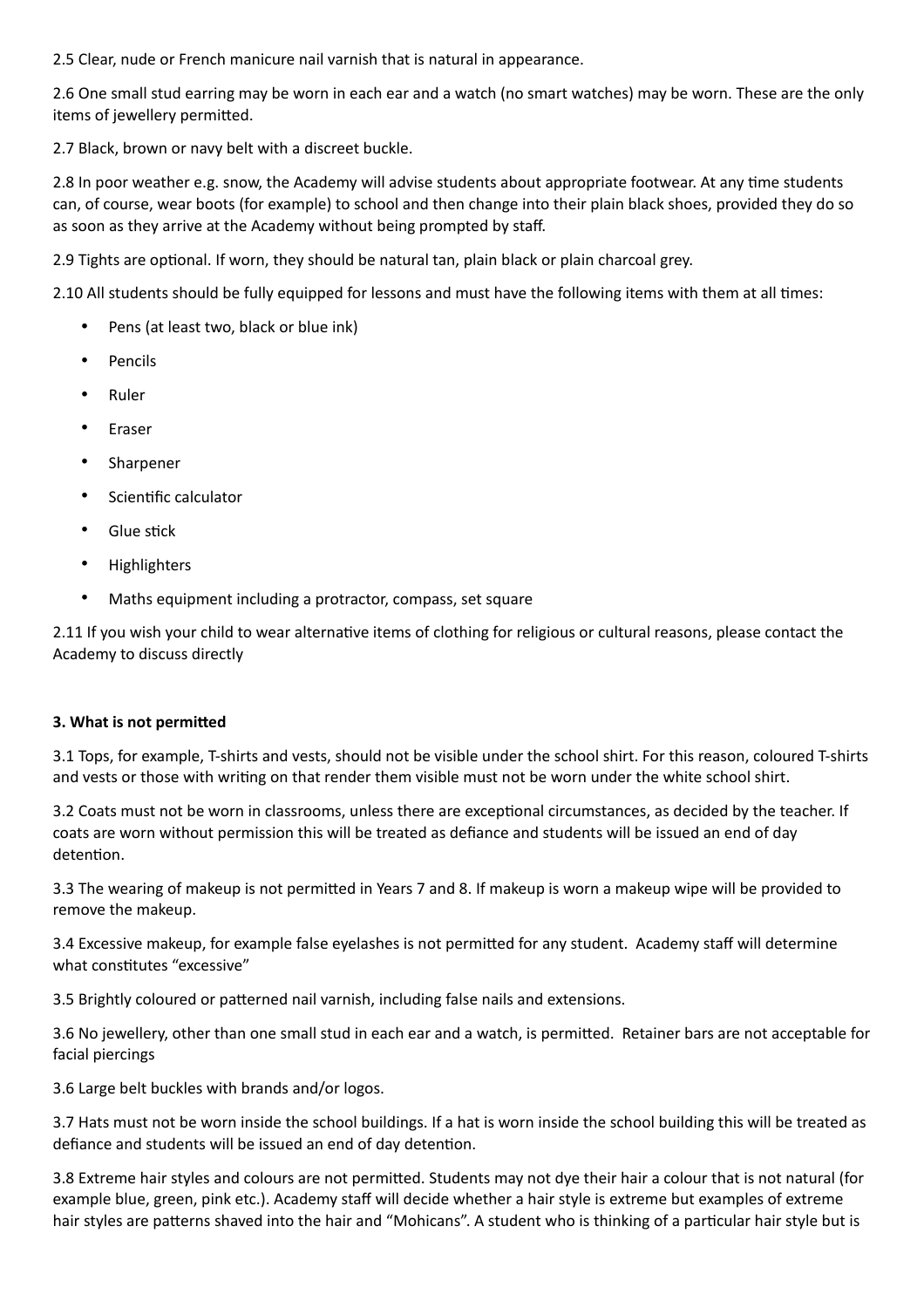2.5 Clear, nude or French manicure nail varnish that is natural in appearance.

2.6 One small stud earring may be worn in each ear and a watch (no smart watches) may be worn. These are the only items of jewellery permitted.

2.7 Black, brown or navy belt with a discreet buckle.

2.8 In poor weather e.g. snow, the Academy will advise students about appropriate footwear. At any time students can, of course, wear boots (for example) to school and then change into their plain black shoes, provided they do so as soon as they arrive at the Academy without being prompted by staff.

2.9 Tights are optional. If worn, they should be natural tan, plain black or plain charcoal grey.

2.10 All students should be fully equipped for lessons and must have the following items with them at all times:

- Pens (at least two, black or blue ink)
- Pencils
- Ruler
- Eraser
- Sharpener
- Scientific calculator
- Glue stick
- Highlighters
- Maths equipment including a protractor, compass, set square

2.11 If you wish your child to wear alternative items of clothing for religious or cultural reasons, please contact the Academy to discuss directly

**3. What is not permitted**

3.1 Tops, for example, T-shirts and vests, should not be visible under the school shirt. For this reason, coloured T-shirts and vests or those with writing on that render them visible must not be worn under the white school shirt.

3.2 Coats must not be worn in classrooms, unless there are exceptional circumstances, as decided by the teacher. If coats are worn without permission this will be treated as defiance and students will be issued an end of day detention.

3.3 The wearing of makeup is not permitted in Years 7 and 8. If makeup is worn a makeup wipe will be provided to remove the makeup.

3.4 Excessive makeup, for example false eyelashes is not permitted for any student. Academy staff will determine what constitutes "excessive"

3.5 Brightly coloured or patterned nail varnish, including false nails and extensions.

3.6 No jewellery, other than one small stud in each ear and a watch, is permitted. Retainer bars are not acceptable for facial piercings

3.6 Large belt buckles with brands and/or logos.

3.7 Hats must not be worn inside the school buildings. If a hat is worn inside the school building this will be treated as defiance and students will be issued an end of day detention.

3.8 Extreme hair styles and colours are not permitted. Students may not dye their hair a colour that is not natural (for example blue, green, pink etc.). Academy staff will decide whether a hair style is extreme but examples of extreme hair styles are patterns shaved into the hair and "Mohicans". A student who is thinking of a particular hair style but is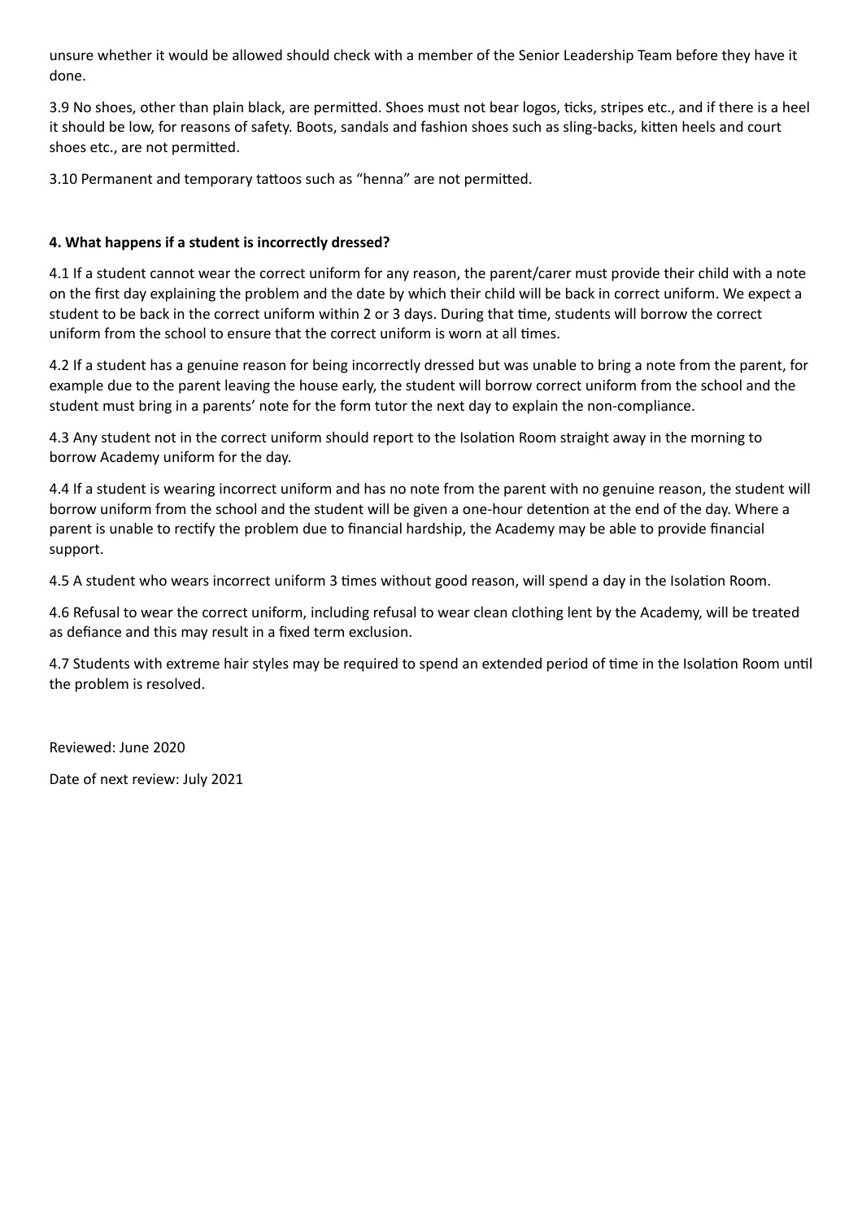unsure whether it would be allowed should check with a member of the Senior Leadership Team before they have it done.

3.9 No shoes, other than plain black, are permitted. Shoes must not bear logos, ticks, stripes etc., and if there is a heel it should be low, for reasons of safety. Boots, sandals and fashion shoes such as sling-backs, kitten heels and court shoes etc., are not permitted.

3.10 Permanent and temporary tattoos such as "henna" are not permitted.

**4. What happens if a student is incorrectly dressed?**

4.1 If a student cannot wear the correct uniform for any reason, the parent/carer must provide their child with a note on the first day explaining the problem and the date by which their child will be back in correct uniform. We expect a student to be back in the correct uniform within 2 or 3 days. During that time, students will borrow the correct uniform from the school to ensure that the correct uniform is worn at all times.

4.2 If a student has a genuine reason for being incorrectly dressed but was unable to bring a note from the parent, for example due to the parent leaving the house early, the student will borrow correct uniform from the school and the student must bring in a parents' note for the form tutor the next day to explain the non-compliance.

4.3 Any student not in the correct uniform should report to the Isolation Room straight away in the morning to borrow Academy uniform for the day.

4.4 If a student is wearing incorrect uniform and has no note from the parent with no genuine reason, the student will borrow uniform from the school and the student will be given a one-hour detention at the end of the day. Where a parent is unable to rectify the problem due to financial hardship, the Academy may be able to provide financial support.

4.5 A student who wears incorrect uniform 3 times without good reason, will spend a day in the Isolation Room.

4.6 Refusal to wear the correct uniform, including refusal to wear clean clothing lent by the Academy, will be treated as defiance and this may result in a fixed term exclusion.

4.7 Students with extreme hair styles may be required to spend an extended period of time in the Isolation Room until the problem is resolved.

Reviewed: June 2020

Date of next review: July 2021